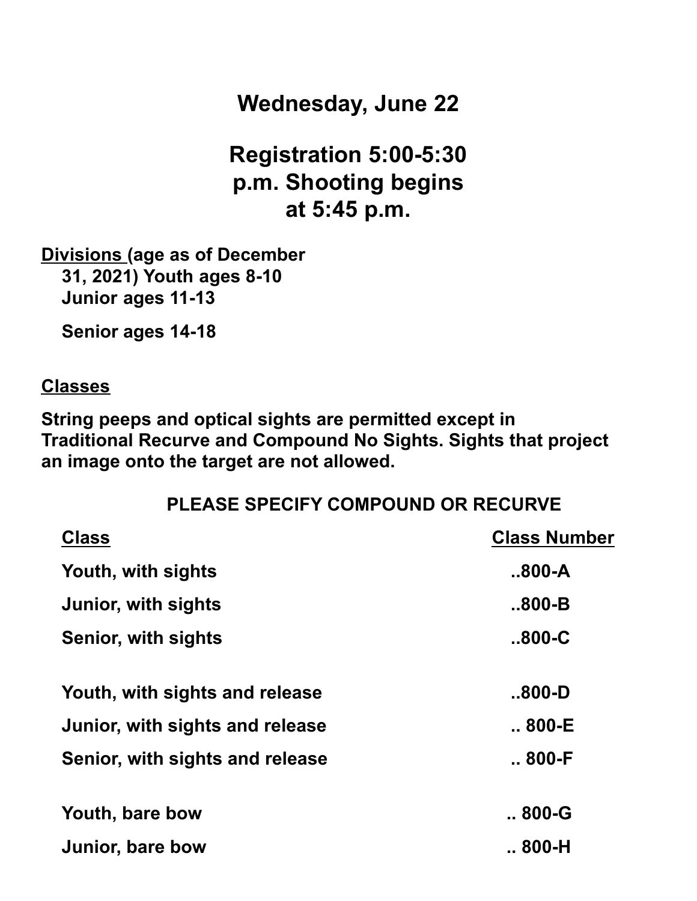# Wednesday, June 22

## Registration 5:00-5:30 p.m. Shooting begins at 5:45 p.m.

**Divisions (age as of December 31, 2021)**

**Youth ages 8-10**
**Junior ages 11-13**

**Senior ages 14-18**

**Classes**

**String peeps and optical sights are permitted except in Traditional Recurve and Compound No Sights. Sights that project an image onto the target are not allowed.**

**PLEASE SPECIFY COMPOUND OR RECURVE**

| Class | Class Number |
|---|---|
| Youth, with sights | ..800-A |
| Junior, with sights | ..800-B |
| Senior, with sights | ..800-C |
| Youth, with sights and release | ..800-D |
| Junior, with sights and release | .. 800-E |
| Senior, with sights and release | .. 800-F |
| Youth, bare bow | .. 800-G |
| Junior, bare bow | .. 800-H |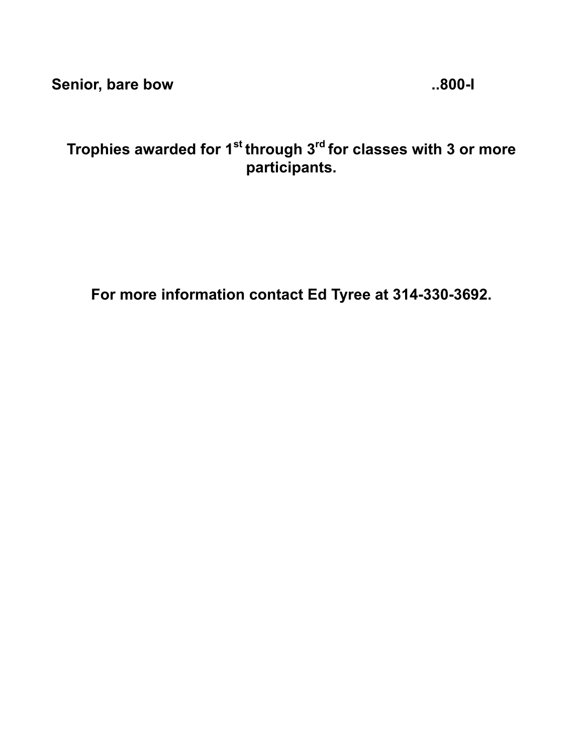**Senior, bare bow ..800-I**

**Trophies awarded for 1st through 3rd for classes with 3 or more participants.**

**For more information contact Ed Tyree at 314-330-3692.**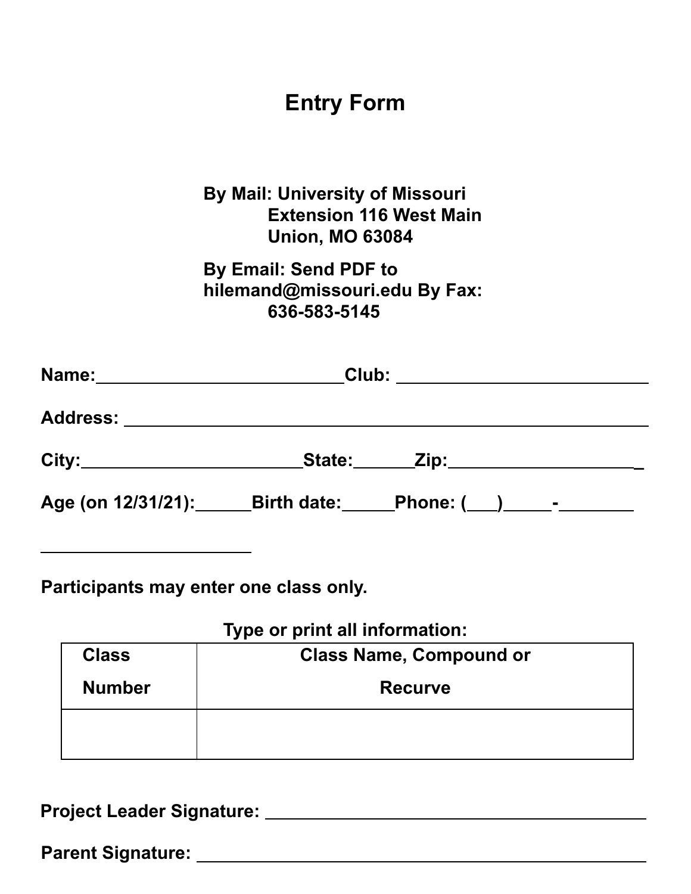# Entry Form

**By Mail: University of Missouri
Extension 116 West Main
Union, MO 63084**

**By Email: Send PDF to
hilemand@missouri.edu By Fax:
636-583-5145**

**Name:__________________________Club: ___________________________**

**Address: ____________________________________________________**

**City:_______________________State:______Zip:____________________**

**Age (on 12/31/21):______Birth date:______Phone: (___)_____-________**

**______________________**

**Participants may enter one class only.**

**Type or print all information:**

| Class Number | Class Name, Compound or Recurve |
|---|---|
| | |

**Project Leader Signature: ________________________________________**

**Parent Signature: _______________________________________________**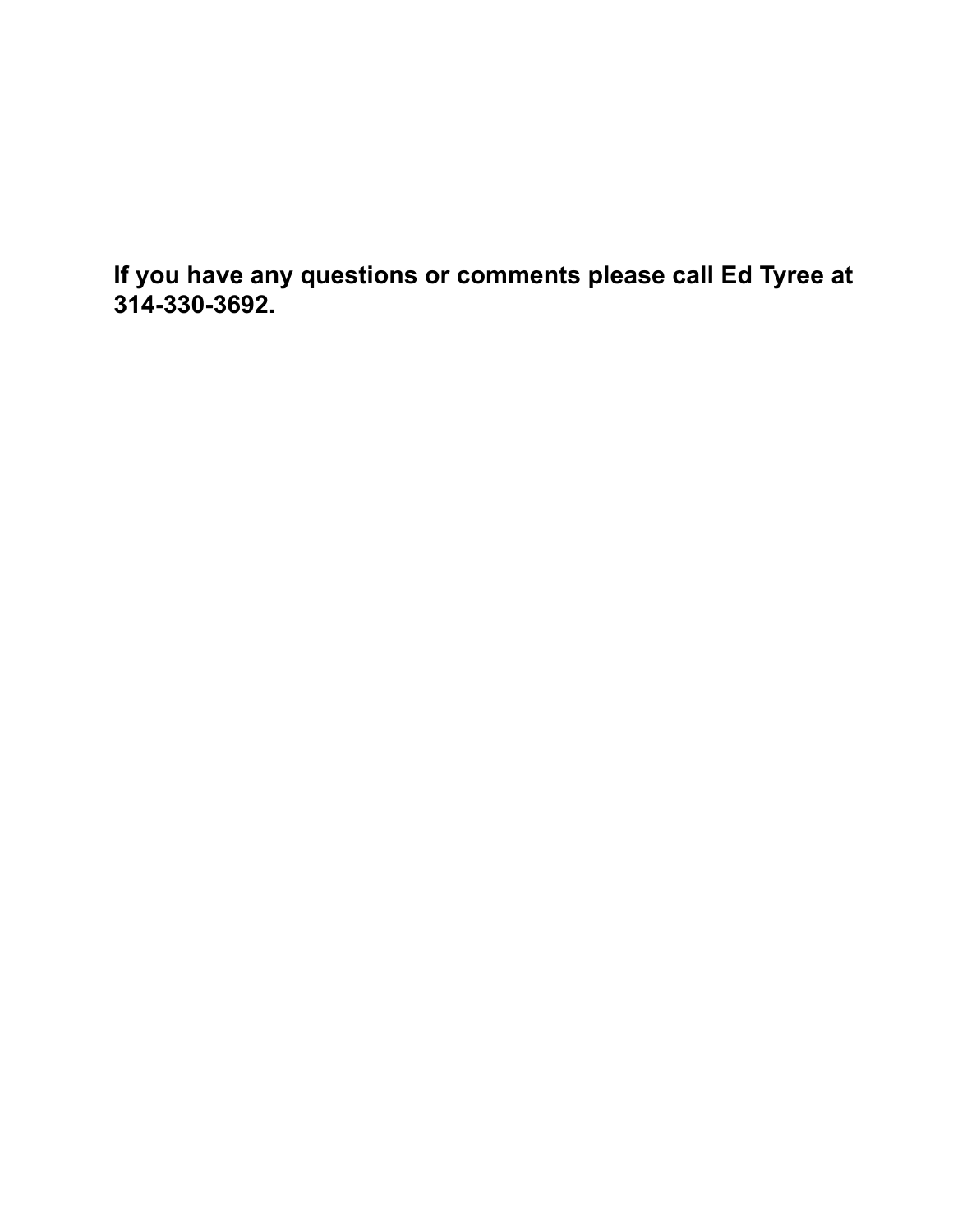**If you have any questions or comments please call Ed Tyree at 314-330-3692.**